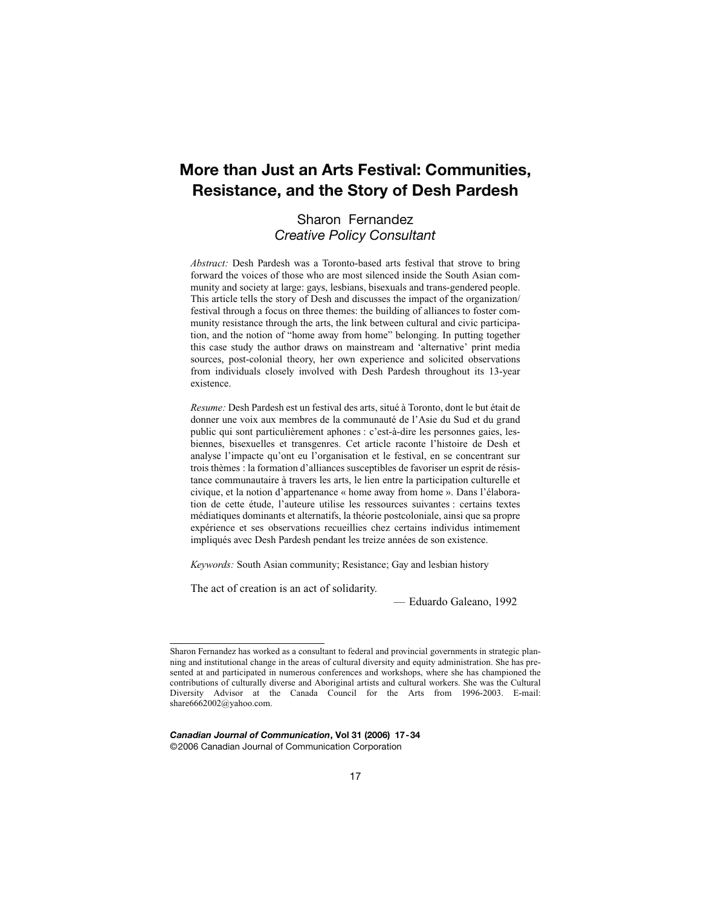# More than Just an Arts Festival: Communities, Resistance, and the Story of Desh Pardesh

Sharon Fernandez
*Creative Policy Consultant*

*Abstract:* Desh Pardesh was a Toronto-based arts festival that strove to bring forward the voices of those who are most silenced inside the South Asian community and society at large: gays, lesbians, bisexuals and trans-gendered people. This article tells the story of Desh and discusses the impact of the organization/festival through a focus on three themes: the building of alliances to foster community resistance through the arts, the link between cultural and civic participation, and the notion of "home away from home" belonging. In putting together this case study the author draws on mainstream and 'alternative' print media sources, post-colonial theory, her own experience and solicited observations from individuals closely involved with Desh Pardesh throughout its 13-year existence.

*Resume:* Desh Pardesh est un festival des arts, situé à Toronto, dont le but était de donner une voix aux membres de la communauté de l'Asie du Sud et du grand public qui sont particulièrement aphones : c'est-à-dire les personnes gaies, lesbiennes, bisexuelles et transgenres. Cet article raconte l'histoire de Desh et analyse l'impacte qu'ont eu l'organisation et le festival, en se concentrant sur trois thèmes : la formation d'alliances susceptibles de favoriser un esprit de résistance communautaire à travers les arts, le lien entre la participation culturelle et civique, et la notion d'appartenance « home away from home ». Dans l'élaboration de cette étude, l'auteure utilise les ressources suivantes : certains textes médiatiques dominants et alternatifs, la théorie postcoloniale, ainsi que sa propre expérience et ses observations recueillies chez certains individus intimement impliqués avec Desh Pardesh pendant les treize années de son existence.

*Keywords:* South Asian community; Resistance; Gay and lesbian history

The act of creation is an act of solidarity.

— Eduardo Galeano, 1992

---

Sharon Fernandez has worked as a consultant to federal and provincial governments in strategic planning and institutional change in the areas of cultural diversity and equity administration. She has presented at and participated in numerous conferences and workshops, where she has championed the contributions of culturally diverse and Aboriginal artists and cultural workers. She was the Cultural Diversity Advisor at the Canada Council for the Arts from 1996-2003. E-mail: share6662002@yahoo.com.

***Canadian Journal of Communication*, Vol 31 (2006) 17-34**
©2006 Canadian Journal of Communication Corporation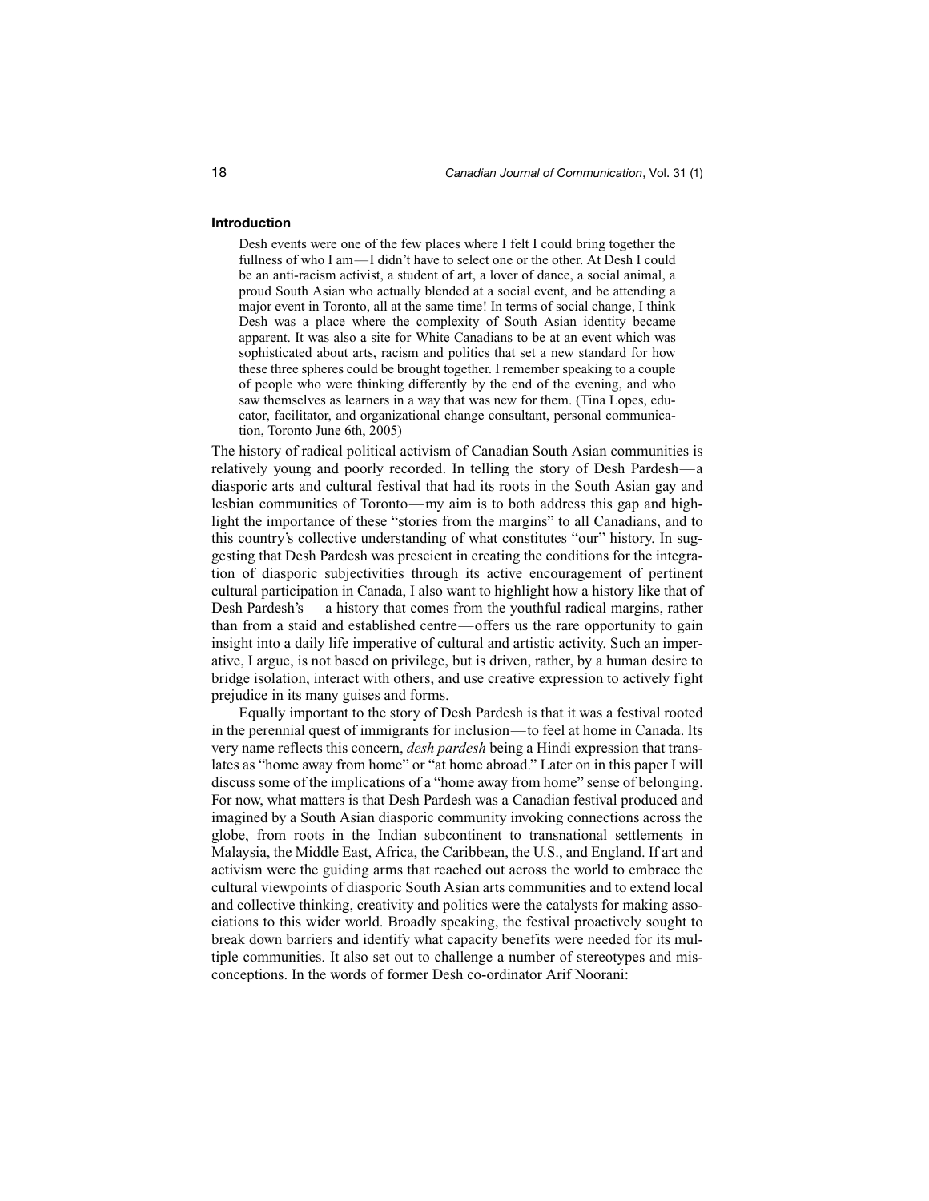## Introduction

> Desh events were one of the few places where I felt I could bring together the fullness of who I am—I didn't have to select one or the other. At Desh I could be an anti-racism activist, a student of art, a lover of dance, a social animal, a proud South Asian who actually blended at a social event, and be attending a major event in Toronto, all at the same time! In terms of social change, I think Desh was a place where the complexity of South Asian identity became apparent. It was also a site for White Canadians to be at an event which was sophisticated about arts, racism and politics that set a new standard for how these three spheres could be brought together. I remember speaking to a couple of people who were thinking differently by the end of the evening, and who saw themselves as learners in a way that was new for them. (Tina Lopes, educator, facilitator, and organizational change consultant, personal communication, Toronto June 6th, 2005)

The history of radical political activism of Canadian South Asian communities is relatively young and poorly recorded. In telling the story of Desh Pardesh—a diasporic arts and cultural festival that had its roots in the South Asian gay and lesbian communities of Toronto—my aim is to both address this gap and highlight the importance of these "stories from the margins" to all Canadians, and to this country's collective understanding of what constitutes "our" history. In suggesting that Desh Pardesh was prescient in creating the conditions for the integration of diasporic subjectivities through its active encouragement of pertinent cultural participation in Canada, I also want to highlight how a history like that of Desh Pardesh's —a history that comes from the youthful radical margins, rather than from a staid and established centre—offers us the rare opportunity to gain insight into a daily life imperative of cultural and artistic activity. Such an imperative, I argue, is not based on privilege, but is driven, rather, by a human desire to bridge isolation, interact with others, and use creative expression to actively fight prejudice in its many guises and forms.

Equally important to the story of Desh Pardesh is that it was a festival rooted in the perennial quest of immigrants for inclusion—to feel at home in Canada. Its very name reflects this concern, *desh pardesh* being a Hindi expression that translates as "home away from home" or "at home abroad." Later on in this paper I will discuss some of the implications of a "home away from home" sense of belonging. For now, what matters is that Desh Pardesh was a Canadian festival produced and imagined by a South Asian diasporic community invoking connections across the globe, from roots in the Indian subcontinent to transnational settlements in Malaysia, the Middle East, Africa, the Caribbean, the U.S., and England. If art and activism were the guiding arms that reached out across the world to embrace the cultural viewpoints of diasporic South Asian arts communities and to extend local and collective thinking, creativity and politics were the catalysts for making associations to this wider world. Broadly speaking, the festival proactively sought to break down barriers and identify what capacity benefits were needed for its multiple communities. It also set out to challenge a number of stereotypes and misconceptions. In the words of former Desh co-ordinator Arif Noorani: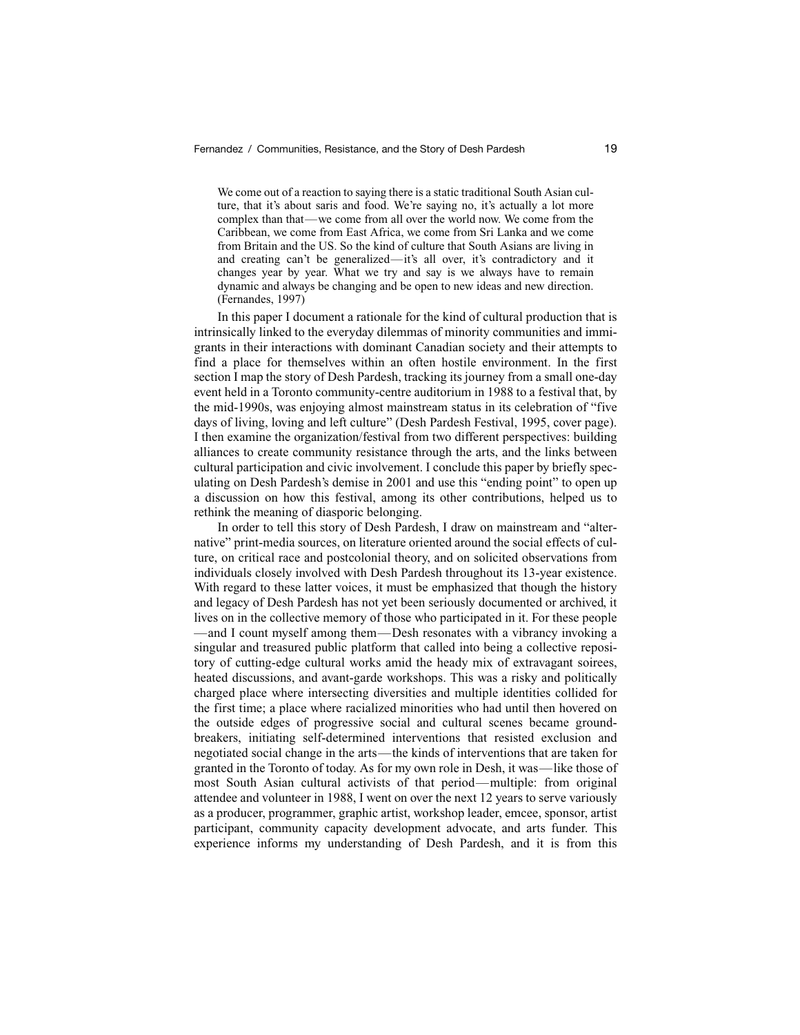> We come out of a reaction to saying there is a static traditional South Asian culture, that it's about saris and food. We're saying no, it's actually a lot more complex than that—we come from all over the world now. We come from the Caribbean, we come from East Africa, we come from Sri Lanka and we come from Britain and the US. So the kind of culture that South Asians are living in and creating can't be generalized—it's all over, it's contradictory and it changes year by year. What we try and say is we always have to remain dynamic and always be changing and be open to new ideas and new direction. (Fernandes, 1997)

In this paper I document a rationale for the kind of cultural production that is intrinsically linked to the everyday dilemmas of minority communities and immigrants in their interactions with dominant Canadian society and their attempts to find a place for themselves within an often hostile environment. In the first section I map the story of Desh Pardesh, tracking its journey from a small one-day event held in a Toronto community-centre auditorium in 1988 to a festival that, by the mid-1990s, was enjoying almost mainstream status in its celebration of "five days of living, loving and left culture" (Desh Pardesh Festival, 1995, cover page). I then examine the organization/festival from two different perspectives: building alliances to create community resistance through the arts, and the links between cultural participation and civic involvement. I conclude this paper by briefly speculating on Desh Pardesh's demise in 2001 and use this "ending point" to open up a discussion on how this festival, among its other contributions, helped us to rethink the meaning of diasporic belonging.

In order to tell this story of Desh Pardesh, I draw on mainstream and "alternative" print-media sources, on literature oriented around the social effects of culture, on critical race and postcolonial theory, and on solicited observations from individuals closely involved with Desh Pardesh throughout its 13-year existence. With regard to these latter voices, it must be emphasized that though the history and legacy of Desh Pardesh has not yet been seriously documented or archived, it lives on in the collective memory of those who participated in it. For these people—and I count myself among them—Desh resonates with a vibrancy invoking a singular and treasured public platform that called into being a collective repository of cutting-edge cultural works amid the heady mix of extravagant soirees, heated discussions, and avant-garde workshops. This was a risky and politically charged place where intersecting diversities and multiple identities collided for the first time; a place where racialized minorities who had until then hovered on the outside edges of progressive social and cultural scenes became groundbreakers, initiating self-determined interventions that resisted exclusion and negotiated social change in the arts—the kinds of interventions that are taken for granted in the Toronto of today. As for my own role in Desh, it was—like those of most South Asian cultural activists of that period—multiple: from original attendee and volunteer in 1988, I went on over the next 12 years to serve variously as a producer, programmer, graphic artist, workshop leader, emcee, sponsor, artist participant, community capacity development advocate, and arts funder. This experience informs my understanding of Desh Pardesh, and it is from this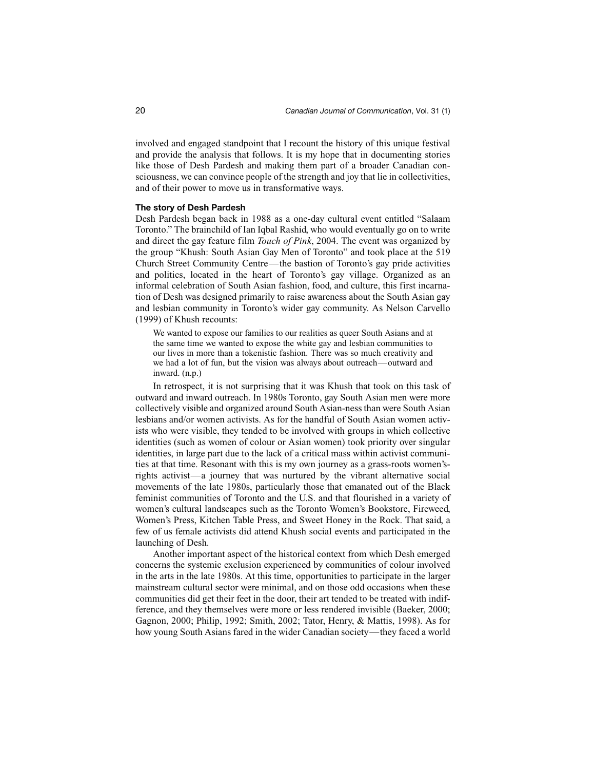involved and engaged standpoint that I recount the history of this unique festival and provide the analysis that follows. It is my hope that in documenting stories like those of Desh Pardesh and making them part of a broader Canadian consciousness, we can convince people of the strength and joy that lie in collectivities, and of their power to move us in transformative ways.

### The story of Desh Pardesh

Desh Pardesh began back in 1988 as a one-day cultural event entitled "Salaam Toronto." The brainchild of Ian Iqbal Rashid, who would eventually go on to write and direct the gay feature film *Touch of Pink*, 2004. The event was organized by the group "Khush: South Asian Gay Men of Toronto" and took place at the 519 Church Street Community Centre—the bastion of Toronto's gay pride activities and politics, located in the heart of Toronto's gay village. Organized as an informal celebration of South Asian fashion, food, and culture, this first incarnation of Desh was designed primarily to raise awareness about the South Asian gay and lesbian community in Toronto's wider gay community. As Nelson Carvello (1999) of Khush recounts:

> We wanted to expose our families to our realities as queer South Asians and at the same time we wanted to expose the white gay and lesbian communities to our lives in more than a tokenistic fashion. There was so much creativity and we had a lot of fun, but the vision was always about outreach—outward and inward. (n.p.)

In retrospect, it is not surprising that it was Khush that took on this task of outward and inward outreach. In 1980s Toronto, gay South Asian men were more collectively visible and organized around South Asian-ness than were South Asian lesbians and/or women activists. As for the handful of South Asian women activists who were visible, they tended to be involved with groups in which collective identities (such as women of colour or Asian women) took priority over singular identities, in large part due to the lack of a critical mass within activist communities at that time. Resonant with this is my own journey as a grass-roots women's-rights activist—a journey that was nurtured by the vibrant alternative social movements of the late 1980s, particularly those that emanated out of the Black feminist communities of Toronto and the U.S. and that flourished in a variety of women's cultural landscapes such as the Toronto Women's Bookstore, Fireweed, Women's Press, Kitchen Table Press, and Sweet Honey in the Rock. That said, a few of us female activists did attend Khush social events and participated in the launching of Desh.

Another important aspect of the historical context from which Desh emerged concerns the systemic exclusion experienced by communities of colour involved in the arts in the late 1980s. At this time, opportunities to participate in the larger mainstream cultural sector were minimal, and on those odd occasions when these communities did get their feet in the door, their art tended to be treated with indifference, and they themselves were more or less rendered invisible (Baeker, 2000; Gagnon, 2000; Philip, 1992; Smith, 2002; Tator, Henry, & Mattis, 1998). As for how young South Asians fared in the wider Canadian society—they faced a world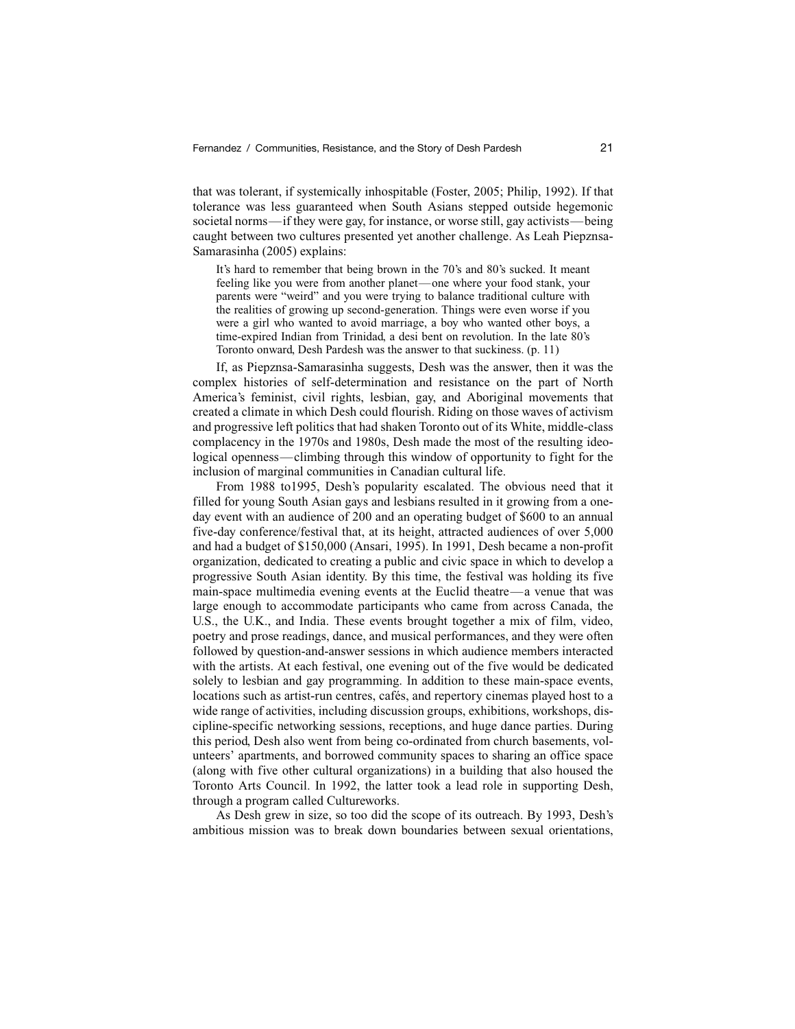that was tolerant, if systemically inhospitable (Foster, 2005; Philip, 1992). If that tolerance was less guaranteed when South Asians stepped outside hegemonic societal norms—if they were gay, for instance, or worse still, gay activists—being caught between two cultures presented yet another challenge. As Leah Piepznsa-Samarasinha (2005) explains:

> It's hard to remember that being brown in the 70's and 80's sucked. It meant feeling like you were from another planet—one where your food stank, your parents were "weird" and you were trying to balance traditional culture with the realities of growing up second-generation. Things were even worse if you were a girl who wanted to avoid marriage, a boy who wanted other boys, a time-expired Indian from Trinidad, a desi bent on revolution. In the late 80's Toronto onward, Desh Pardesh was the answer to that suckiness. (p. 11)

If, as Piepznsa-Samarasinha suggests, Desh was the answer, then it was the complex histories of self-determination and resistance on the part of North America's feminist, civil rights, lesbian, gay, and Aboriginal movements that created a climate in which Desh could flourish. Riding on those waves of activism and progressive left politics that had shaken Toronto out of its White, middle-class complacency in the 1970s and 1980s, Desh made the most of the resulting ideological openness—climbing through this window of opportunity to fight for the inclusion of marginal communities in Canadian cultural life.

From 1988 to1995, Desh's popularity escalated. The obvious need that it filled for young South Asian gays and lesbians resulted in it growing from a one-day event with an audience of 200 and an operating budget of $600 to an annual five-day conference/festival that, at its height, attracted audiences of over 5,000 and had a budget of $150,000 (Ansari, 1995). In 1991, Desh became a non-profit organization, dedicated to creating a public and civic space in which to develop a progressive South Asian identity. By this time, the festival was holding its five main-space multimedia evening events at the Euclid theatre—a venue that was large enough to accommodate participants who came from across Canada, the U.S., the U.K., and India. These events brought together a mix of film, video, poetry and prose readings, dance, and musical performances, and they were often followed by question-and-answer sessions in which audience members interacted with the artists. At each festival, one evening out of the five would be dedicated solely to lesbian and gay programming. In addition to these main-space events, locations such as artist-run centres, cafés, and repertory cinemas played host to a wide range of activities, including discussion groups, exhibitions, workshops, discipline-specific networking sessions, receptions, and huge dance parties. During this period, Desh also went from being co-ordinated from church basements, volunteers' apartments, and borrowed community spaces to sharing an office space (along with five other cultural organizations) in a building that also housed the Toronto Arts Council. In 1992, the latter took a lead role in supporting Desh, through a program called Cultureworks.

As Desh grew in size, so too did the scope of its outreach. By 1993, Desh's ambitious mission was to break down boundaries between sexual orientations,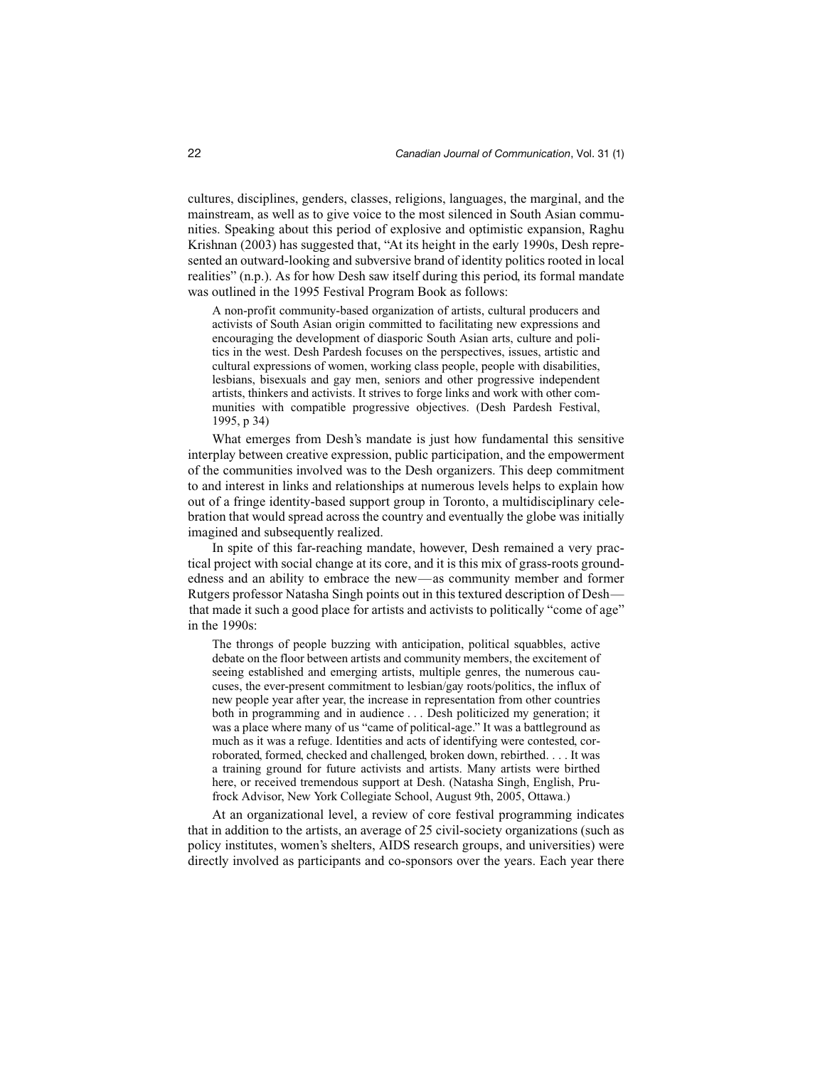cultures, disciplines, genders, classes, religions, languages, the marginal, and the mainstream, as well as to give voice to the most silenced in South Asian communities. Speaking about this period of explosive and optimistic expansion, Raghu Krishnan (2003) has suggested that, "At its height in the early 1990s, Desh represented an outward-looking and subversive brand of identity politics rooted in local realities" (n.p.). As for how Desh saw itself during this period, its formal mandate was outlined in the 1995 Festival Program Book as follows:

> A non-profit community-based organization of artists, cultural producers and activists of South Asian origin committed to facilitating new expressions and encouraging the development of diasporic South Asian arts, culture and politics in the west. Desh Pardesh focuses on the perspectives, issues, artistic and cultural expressions of women, working class people, people with disabilities, lesbians, bisexuals and gay men, seniors and other progressive independent artists, thinkers and activists. It strives to forge links and work with other communities with compatible progressive objectives. (Desh Pardesh Festival, 1995, p 34)

What emerges from Desh's mandate is just how fundamental this sensitive interplay between creative expression, public participation, and the empowerment of the communities involved was to the Desh organizers. This deep commitment to and interest in links and relationships at numerous levels helps to explain how out of a fringe identity-based support group in Toronto, a multidisciplinary celebration that would spread across the country and eventually the globe was initially imagined and subsequently realized.

In spite of this far-reaching mandate, however, Desh remained a very practical project with social change at its core, and it is this mix of grass-roots groundedness and an ability to embrace the new—as community member and former Rutgers professor Natasha Singh points out in this textured description of Desh—that made it such a good place for artists and activists to politically "come of age" in the 1990s:

> The throngs of people buzzing with anticipation, political squabbles, active debate on the floor between artists and community members, the excitement of seeing established and emerging artists, multiple genres, the numerous caucuses, the ever-present commitment to lesbian/gay roots/politics, the influx of new people year after year, the increase in representation from other countries both in programming and in audience . . . Desh politicized my generation; it was a place where many of us "came of political-age." It was a battleground as much as it was a refuge. Identities and acts of identifying were contested, corroborated, formed, checked and challenged, broken down, rebirthed. . . . It was a training ground for future activists and artists. Many artists were birthed here, or received tremendous support at Desh. (Natasha Singh, English, Prufrock Advisor, New York Collegiate School, August 9th, 2005, Ottawa.)

At an organizational level, a review of core festival programming indicates that in addition to the artists, an average of 25 civil-society organizations (such as policy institutes, women's shelters, AIDS research groups, and universities) were directly involved as participants and co-sponsors over the years. Each year there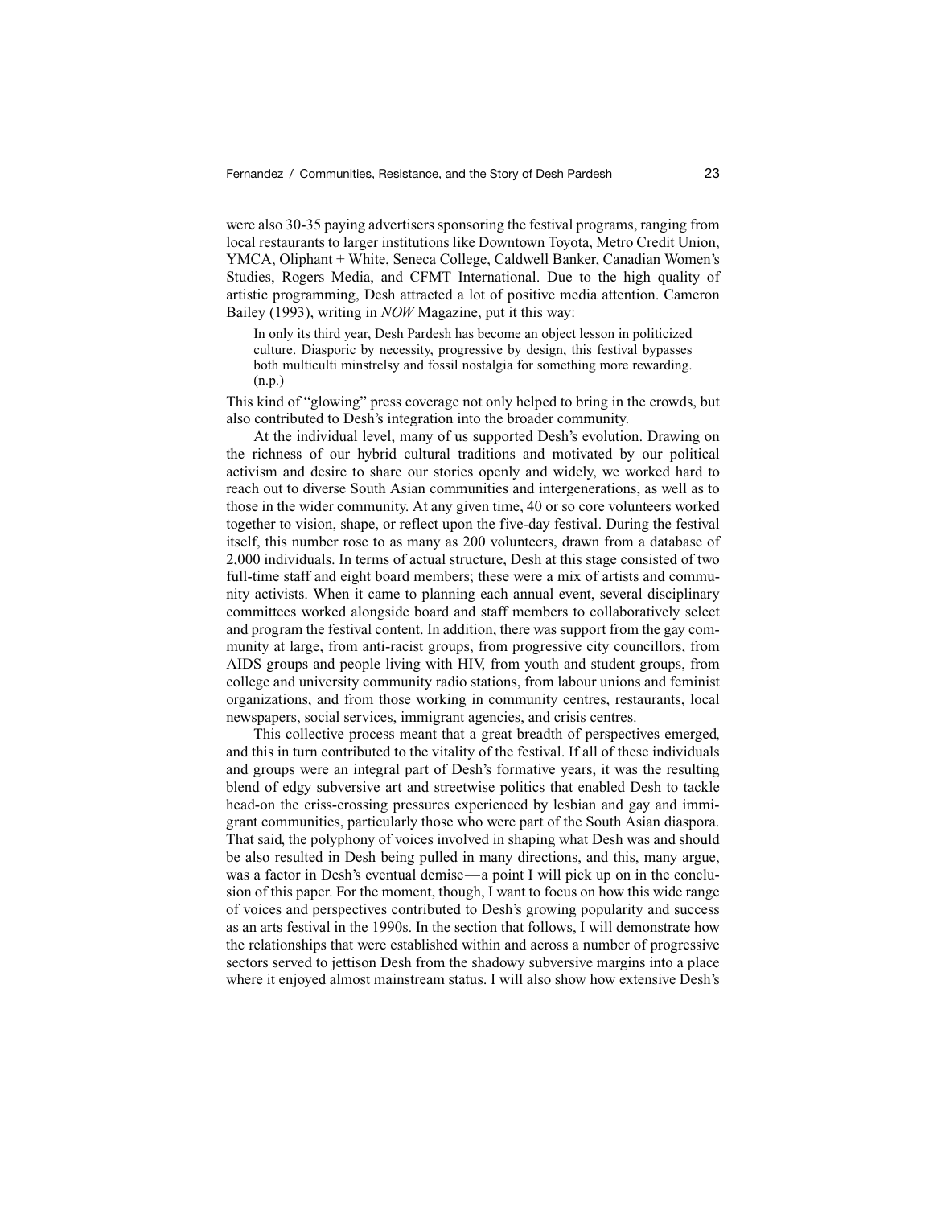were also 30-35 paying advertisers sponsoring the festival programs, ranging from local restaurants to larger institutions like Downtown Toyota, Metro Credit Union, YMCA, Oliphant + White, Seneca College, Caldwell Banker, Canadian Women's Studies, Rogers Media, and CFMT International. Due to the high quality of artistic programming, Desh attracted a lot of positive media attention. Cameron Bailey (1993), writing in *NOW* Magazine, put it this way:

> In only its third year, Desh Pardesh has become an object lesson in politicized culture. Diasporic by necessity, progressive by design, this festival bypasses both multiculti minstrelsy and fossil nostalgia for something more rewarding. (n.p.)

This kind of "glowing" press coverage not only helped to bring in the crowds, but also contributed to Desh's integration into the broader community.

At the individual level, many of us supported Desh's evolution. Drawing on the richness of our hybrid cultural traditions and motivated by our political activism and desire to share our stories openly and widely, we worked hard to reach out to diverse South Asian communities and intergenerations, as well as to those in the wider community. At any given time, 40 or so core volunteers worked together to vision, shape, or reflect upon the five-day festival. During the festival itself, this number rose to as many as 200 volunteers, drawn from a database of 2,000 individuals. In terms of actual structure, Desh at this stage consisted of two full-time staff and eight board members; these were a mix of artists and community activists. When it came to planning each annual event, several disciplinary committees worked alongside board and staff members to collaboratively select and program the festival content. In addition, there was support from the gay community at large, from anti-racist groups, from progressive city councillors, from AIDS groups and people living with HIV, from youth and student groups, from college and university community radio stations, from labour unions and feminist organizations, and from those working in community centres, restaurants, local newspapers, social services, immigrant agencies, and crisis centres.

This collective process meant that a great breadth of perspectives emerged, and this in turn contributed to the vitality of the festival. If all of these individuals and groups were an integral part of Desh's formative years, it was the resulting blend of edgy subversive art and streetwise politics that enabled Desh to tackle head-on the criss-crossing pressures experienced by lesbian and gay and immigrant communities, particularly those who were part of the South Asian diaspora. That said, the polyphony of voices involved in shaping what Desh was and should be also resulted in Desh being pulled in many directions, and this, many argue, was a factor in Desh's eventual demise—a point I will pick up on in the conclusion of this paper. For the moment, though, I want to focus on how this wide range of voices and perspectives contributed to Desh's growing popularity and success as an arts festival in the 1990s. In the section that follows, I will demonstrate how the relationships that were established within and across a number of progressive sectors served to jettison Desh from the shadowy subversive margins into a place where it enjoyed almost mainstream status. I will also show how extensive Desh's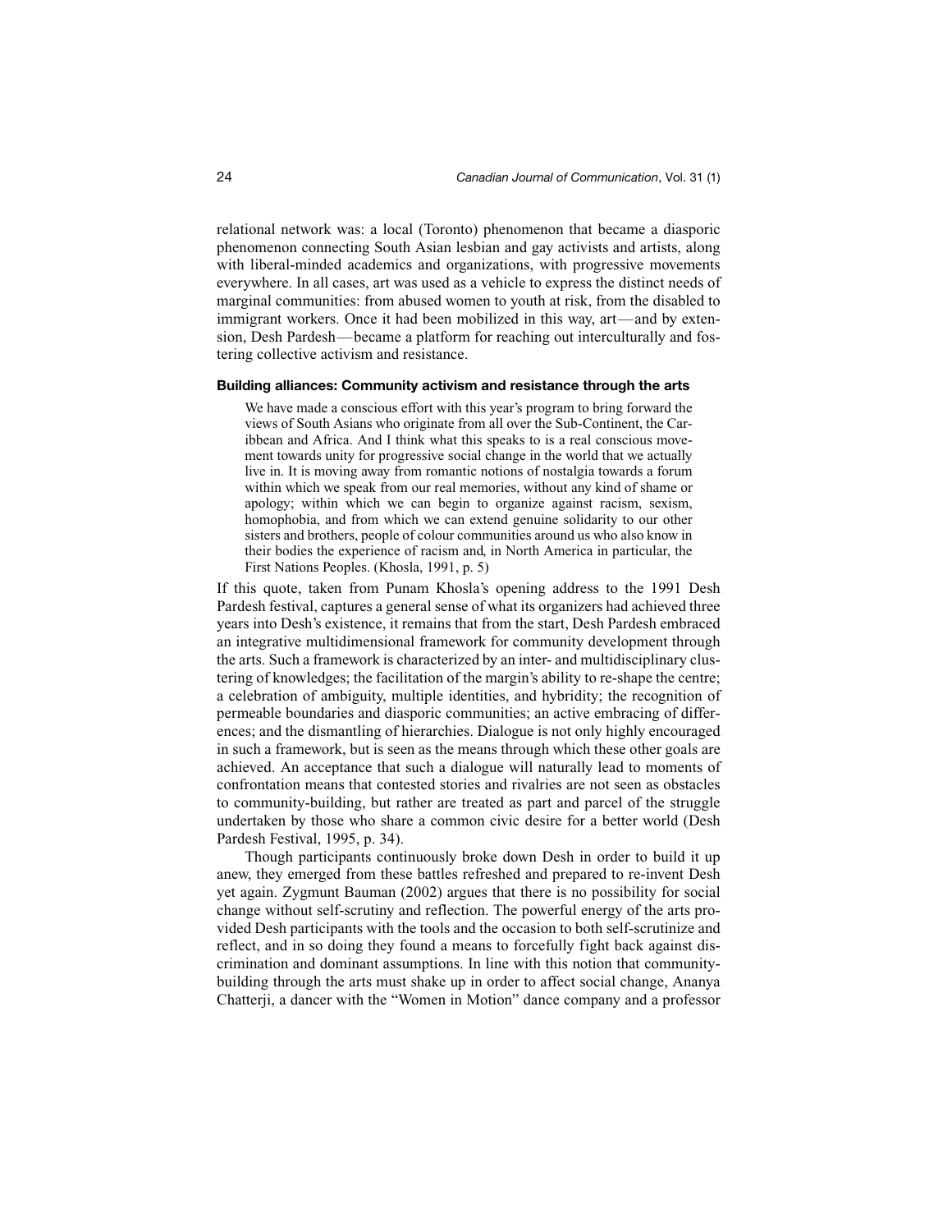relational network was: a local (Toronto) phenomenon that became a diasporic phenomenon connecting South Asian lesbian and gay activists and artists, along with liberal-minded academics and organizations, with progressive movements everywhere. In all cases, art was used as a vehicle to express the distinct needs of marginal communities: from abused women to youth at risk, from the disabled to immigrant workers. Once it had been mobilized in this way, art—and by extension, Desh Pardesh—became a platform for reaching out interculturally and fostering collective activism and resistance.

#### Building alliances: Community activism and resistance through the arts

> We have made a conscious effort with this year's program to bring forward the views of South Asians who originate from all over the Sub-Continent, the Caribbean and Africa. And I think what this speaks to is a real conscious movement towards unity for progressive social change in the world that we actually live in. It is moving away from romantic notions of nostalgia towards a forum within which we speak from our real memories, without any kind of shame or apology; within which we can begin to organize against racism, sexism, homophobia, and from which we can extend genuine solidarity to our other sisters and brothers, people of colour communities around us who also know in their bodies the experience of racism and, in North America in particular, the First Nations Peoples. (Khosla, 1991, p. 5)

If this quote, taken from Punam Khosla's opening address to the 1991 Desh Pardesh festival, captures a general sense of what its organizers had achieved three years into Desh's existence, it remains that from the start, Desh Pardesh embraced an integrative multidimensional framework for community development through the arts. Such a framework is characterized by an inter- and multidisciplinary clustering of knowledges; the facilitation of the margin's ability to re-shape the centre; a celebration of ambiguity, multiple identities, and hybridity; the recognition of permeable boundaries and diasporic communities; an active embracing of differences; and the dismantling of hierarchies. Dialogue is not only highly encouraged in such a framework, but is seen as the means through which these other goals are achieved. An acceptance that such a dialogue will naturally lead to moments of confrontation means that contested stories and rivalries are not seen as obstacles to community-building, but rather are treated as part and parcel of the struggle undertaken by those who share a common civic desire for a better world (Desh Pardesh Festival, 1995, p. 34).

Though participants continuously broke down Desh in order to build it up anew, they emerged from these battles refreshed and prepared to re-invent Desh yet again. Zygmunt Bauman (2002) argues that there is no possibility for social change without self-scrutiny and reflection. The powerful energy of the arts provided Desh participants with the tools and the occasion to both self-scrutinize and reflect, and in so doing they found a means to forcefully fight back against discrimination and dominant assumptions. In line with this notion that community-building through the arts must shake up in order to affect social change, Ananya Chatterji, a dancer with the "Women in Motion" dance company and a professor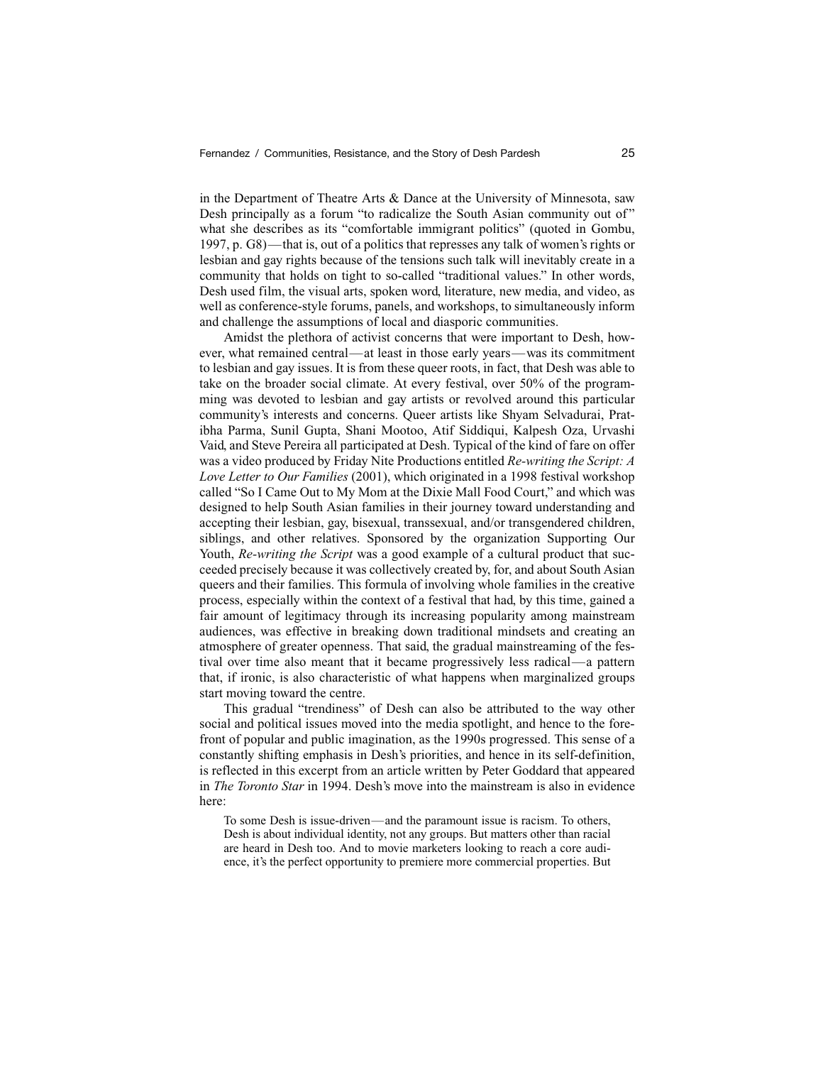in the Department of Theatre Arts & Dance at the University of Minnesota, saw Desh principally as a forum "to radicalize the South Asian community out of" what she describes as its "comfortable immigrant politics" (quoted in Gombu, 1997, p. G8)—that is, out of a politics that represses any talk of women's rights or lesbian and gay rights because of the tensions such talk will inevitably create in a community that holds on tight to so-called "traditional values." In other words, Desh used film, the visual arts, spoken word, literature, new media, and video, as well as conference-style forums, panels, and workshops, to simultaneously inform and challenge the assumptions of local and diasporic communities.

Amidst the plethora of activist concerns that were important to Desh, however, what remained central—at least in those early years—was its commitment to lesbian and gay issues. It is from these queer roots, in fact, that Desh was able to take on the broader social climate. At every festival, over 50% of the programming was devoted to lesbian and gay artists or revolved around this particular community's interests and concerns. Queer artists like Shyam Selvadurai, Pratibha Parma, Sunil Gupta, Shani Mootoo, Atif Siddiqui, Kalpesh Oza, Urvashi Vaid, and Steve Pereira all participated at Desh. Typical of the kind of fare on offer was a video produced by Friday Nite Productions entitled *Re-writing the Script: A Love Letter to Our Families* (2001), which originated in a 1998 festival workshop called "So I Came Out to My Mom at the Dixie Mall Food Court," and which was designed to help South Asian families in their journey toward understanding and accepting their lesbian, gay, bisexual, transsexual, and/or transgendered children, siblings, and other relatives. Sponsored by the organization Supporting Our Youth, *Re-writing the Script* was a good example of a cultural product that succeeded precisely because it was collectively created by, for, and about South Asian queers and their families. This formula of involving whole families in the creative process, especially within the context of a festival that had, by this time, gained a fair amount of legitimacy through its increasing popularity among mainstream audiences, was effective in breaking down traditional mindsets and creating an atmosphere of greater openness. That said, the gradual mainstreaming of the festival over time also meant that it became progressively less radical—a pattern that, if ironic, is also characteristic of what happens when marginalized groups start moving toward the centre.

This gradual "trendiness" of Desh can also be attributed to the way other social and political issues moved into the media spotlight, and hence to the forefront of popular and public imagination, as the 1990s progressed. This sense of a constantly shifting emphasis in Desh's priorities, and hence in its self-definition, is reflected in this excerpt from an article written by Peter Goddard that appeared in *The Toronto Star* in 1994. Desh's move into the mainstream is also in evidence here:

> To some Desh is issue-driven—and the paramount issue is racism. To others, Desh is about individual identity, not any groups. But matters other than racial are heard in Desh too. And to movie marketers looking to reach a core audience, it's the perfect opportunity to premiere more commercial properties. But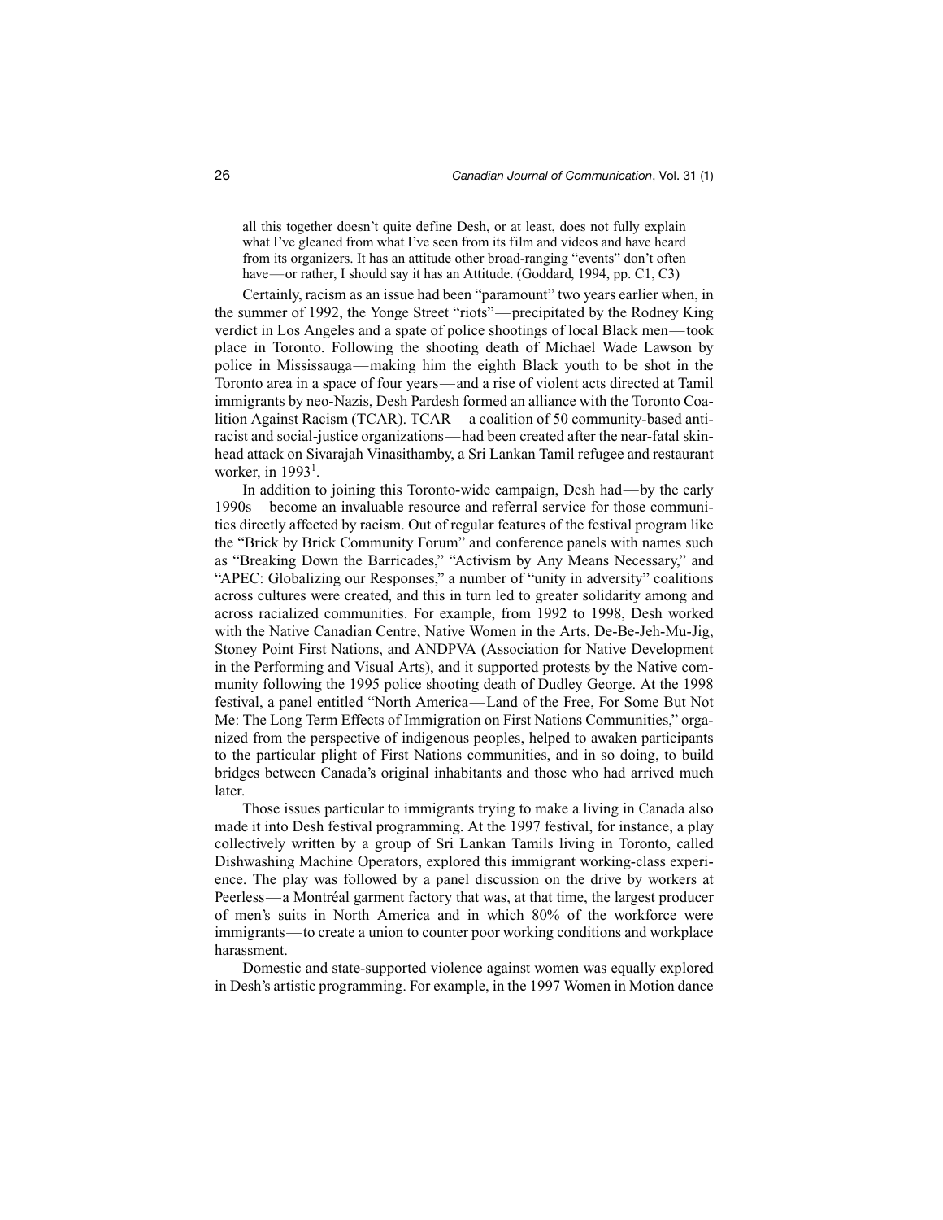all this together doesn't quite define Desh, or at least, does not fully explain what I've gleaned from what I've seen from its film and videos and have heard from its organizers. It has an attitude other broad-ranging "events" don't often have—or rather, I should say it has an Attitude. (Goddard, 1994, pp. C1, C3)

Certainly, racism as an issue had been "paramount" two years earlier when, in the summer of 1992, the Yonge Street "riots"—precipitated by the Rodney King verdict in Los Angeles and a spate of police shootings of local Black men—took place in Toronto. Following the shooting death of Michael Wade Lawson by police in Mississauga—making him the eighth Black youth to be shot in the Toronto area in a space of four years—and a rise of violent acts directed at Tamil immigrants by neo-Nazis, Desh Pardesh formed an alliance with the Toronto Coalition Against Racism (TCAR). TCAR—a coalition of 50 community-based anti-racist and social-justice organizations—had been created after the near-fatal skinhead attack on Sivarajah Vinasithamby, a Sri Lankan Tamil refugee and restaurant worker, in 1993[1].

In addition to joining this Toronto-wide campaign, Desh had—by the early 1990s—become an invaluable resource and referral service for those communities directly affected by racism. Out of regular features of the festival program like the "Brick by Brick Community Forum" and conference panels with names such as "Breaking Down the Barricades," "Activism by Any Means Necessary," and "APEC: Globalizing our Responses," a number of "unity in adversity" coalitions across cultures were created, and this in turn led to greater solidarity among and across racialized communities. For example, from 1992 to 1998, Desh worked with the Native Canadian Centre, Native Women in the Arts, De-Be-Jeh-Mu-Jig, Stoney Point First Nations, and ANDPVA (Association for Native Development in the Performing and Visual Arts), and it supported protests by the Native community following the 1995 police shooting death of Dudley George. At the 1998 festival, a panel entitled "North America—Land of the Free, For Some But Not Me: The Long Term Effects of Immigration on First Nations Communities," organized from the perspective of indigenous peoples, helped to awaken participants to the particular plight of First Nations communities, and in so doing, to build bridges between Canada's original inhabitants and those who had arrived much later.

Those issues particular to immigrants trying to make a living in Canada also made it into Desh festival programming. At the 1997 festival, for instance, a play collectively written by a group of Sri Lankan Tamils living in Toronto, called Dishwashing Machine Operators, explored this immigrant working-class experience. The play was followed by a panel discussion on the drive by workers at Peerless—a Montréal garment factory that was, at that time, the largest producer of men's suits in North America and in which 80% of the workforce were immigrants—to create a union to counter poor working conditions and workplace harassment.

Domestic and state-supported violence against women was equally explored in Desh's artistic programming. For example, in the 1997 Women in Motion dance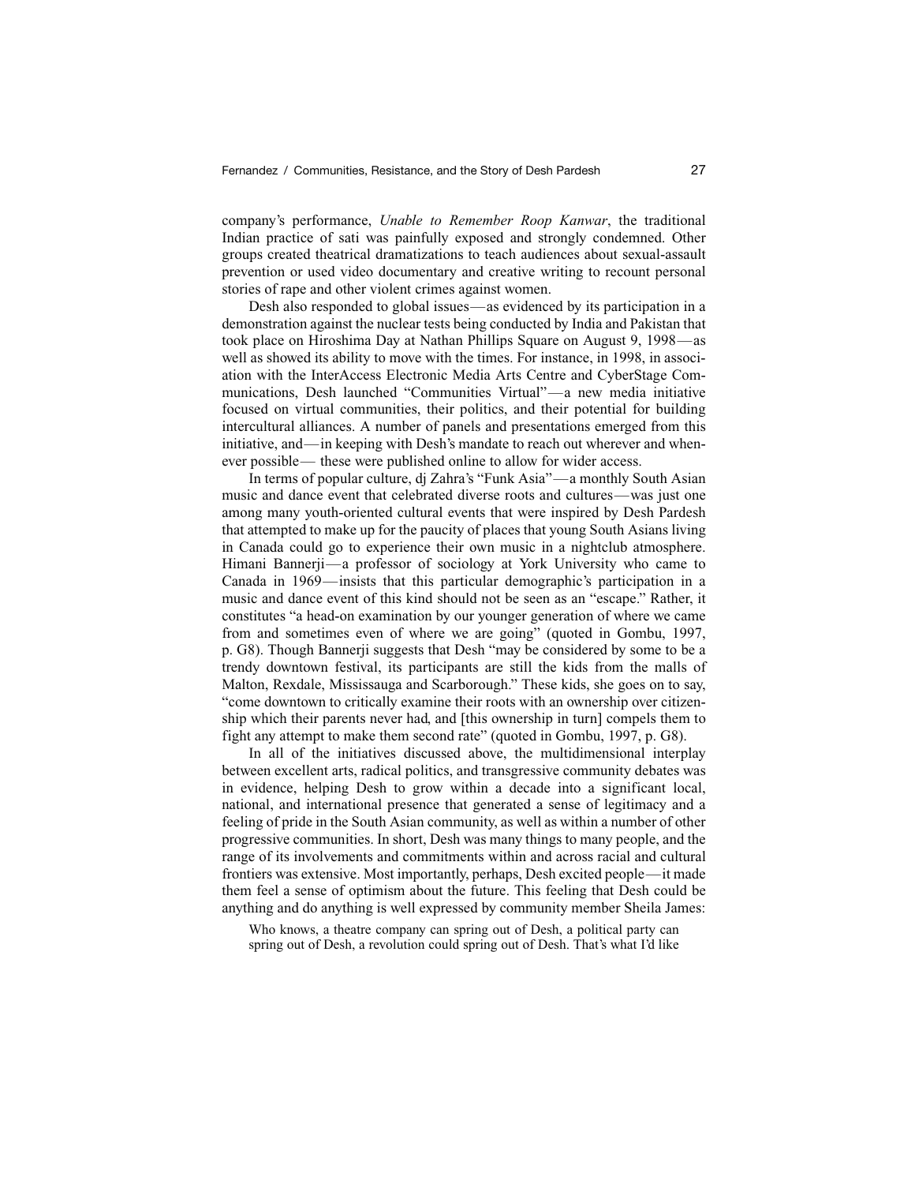company's performance, *Unable to Remember Roop Kanwar*, the traditional Indian practice of sati was painfully exposed and strongly condemned. Other groups created theatrical dramatizations to teach audiences about sexual-assault prevention or used video documentary and creative writing to recount personal stories of rape and other violent crimes against women.

Desh also responded to global issues—as evidenced by its participation in a demonstration against the nuclear tests being conducted by India and Pakistan that took place on Hiroshima Day at Nathan Phillips Square on August 9, 1998—as well as showed its ability to move with the times. For instance, in 1998, in association with the InterAccess Electronic Media Arts Centre and CyberStage Communications, Desh launched "Communities Virtual"—a new media initiative focused on virtual communities, their politics, and their potential for building intercultural alliances. A number of panels and presentations emerged from this initiative, and—in keeping with Desh's mandate to reach out wherever and whenever possible— these were published online to allow for wider access.

In terms of popular culture, dj Zahra's "Funk Asia"—a monthly South Asian music and dance event that celebrated diverse roots and cultures—was just one among many youth-oriented cultural events that were inspired by Desh Pardesh that attempted to make up for the paucity of places that young South Asians living in Canada could go to experience their own music in a nightclub atmosphere. Himani Bannerji—a professor of sociology at York University who came to Canada in 1969—insists that this particular demographic's participation in a music and dance event of this kind should not be seen as an "escape." Rather, it constitutes "a head-on examination by our younger generation of where we came from and sometimes even of where we are going" (quoted in Gombu, 1997, p. G8). Though Bannerji suggests that Desh "may be considered by some to be a trendy downtown festival, its participants are still the kids from the malls of Malton, Rexdale, Mississauga and Scarborough." These kids, she goes on to say, "come downtown to critically examine their roots with an ownership over citizenship which their parents never had, and [this ownership in turn] compels them to fight any attempt to make them second rate" (quoted in Gombu, 1997, p. G8).

In all of the initiatives discussed above, the multidimensional interplay between excellent arts, radical politics, and transgressive community debates was in evidence, helping Desh to grow within a decade into a significant local, national, and international presence that generated a sense of legitimacy and a feeling of pride in the South Asian community, as well as within a number of other progressive communities. In short, Desh was many things to many people, and the range of its involvements and commitments within and across racial and cultural frontiers was extensive. Most importantly, perhaps, Desh excited people—it made them feel a sense of optimism about the future. This feeling that Desh could be anything and do anything is well expressed by community member Sheila James:

> Who knows, a theatre company can spring out of Desh, a political party can spring out of Desh, a revolution could spring out of Desh. That's what I'd like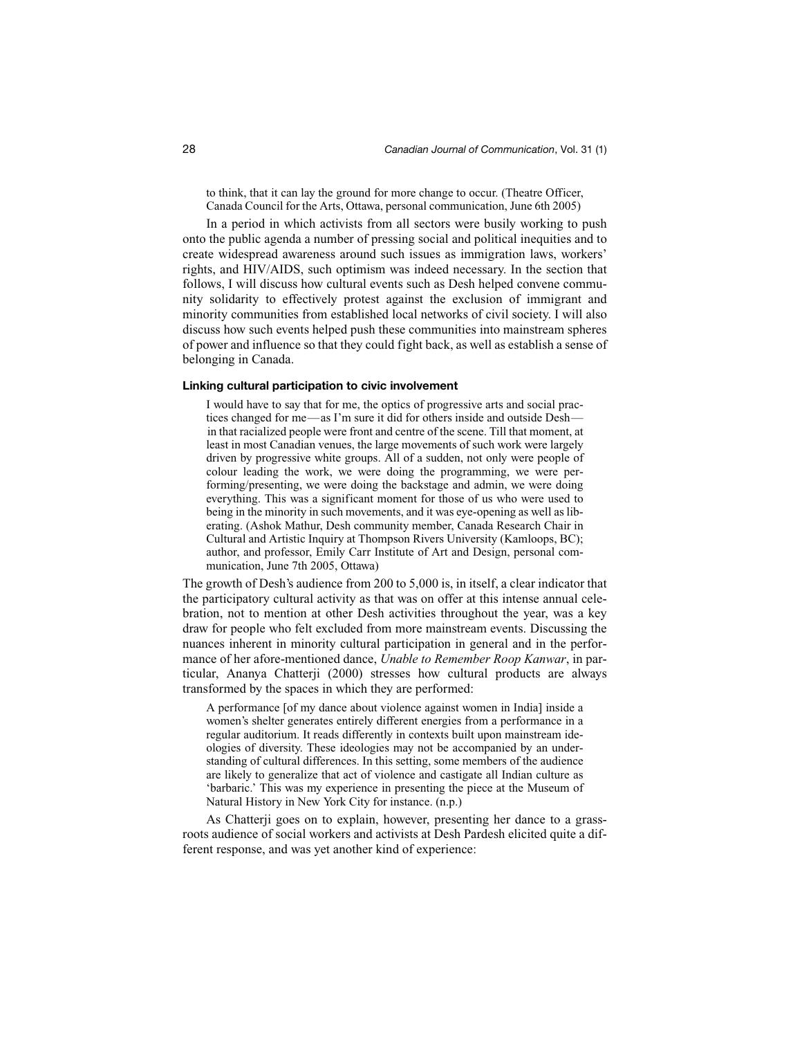> to think, that it can lay the ground for more change to occur. (Theatre Officer, Canada Council for the Arts, Ottawa, personal communication, June 6th 2005)

In a period in which activists from all sectors were busily working to push onto the public agenda a number of pressing social and political inequities and to create widespread awareness around such issues as immigration laws, workers' rights, and HIV/AIDS, such optimism was indeed necessary. In the section that follows, I will discuss how cultural events such as Desh helped convene community solidarity to effectively protest against the exclusion of immigrant and minority communities from established local networks of civil society. I will also discuss how such events helped push these communities into mainstream spheres of power and influence so that they could fight back, as well as establish a sense of belonging in Canada.

#### Linking cultural participation to civic involvement

> I would have to say that for me, the optics of progressive arts and social practices changed for me—as I'm sure it did for others inside and outside Desh—in that racialized people were front and centre of the scene. Till that moment, at least in most Canadian venues, the large movements of such work were largely driven by progressive white groups. All of a sudden, not only were people of colour leading the work, we were doing the programming, we were performing/presenting, we were doing the backstage and admin, we were doing everything. This was a significant moment for those of us who were used to being in the minority in such movements, and it was eye-opening as well as liberating. (Ashok Mathur, Desh community member, Canada Research Chair in Cultural and Artistic Inquiry at Thompson Rivers University (Kamloops, BC); author, and professor, Emily Carr Institute of Art and Design, personal communication, June 7th 2005, Ottawa)

The growth of Desh's audience from 200 to 5,000 is, in itself, a clear indicator that the participatory cultural activity as that was on offer at this intense annual celebration, not to mention at other Desh activities throughout the year, was a key draw for people who felt excluded from more mainstream events. Discussing the nuances inherent in minority cultural participation in general and in the performance of her afore-mentioned dance, *Unable to Remember Roop Kanwar*, in particular, Ananya Chatterji (2000) stresses how cultural products are always transformed by the spaces in which they are performed:

> A performance [of my dance about violence against women in India] inside a women's shelter generates entirely different energies from a performance in a regular auditorium. It reads differently in contexts built upon mainstream ideologies of diversity. These ideologies may not be accompanied by an understanding of cultural differences. In this setting, some members of the audience are likely to generalize that act of violence and castigate all Indian culture as 'barbaric.' This was my experience in presenting the piece at the Museum of Natural History in New York City for instance. (n.p.)

As Chatterji goes on to explain, however, presenting her dance to a grassroots audience of social workers and activists at Desh Pardesh elicited quite a different response, and was yet another kind of experience: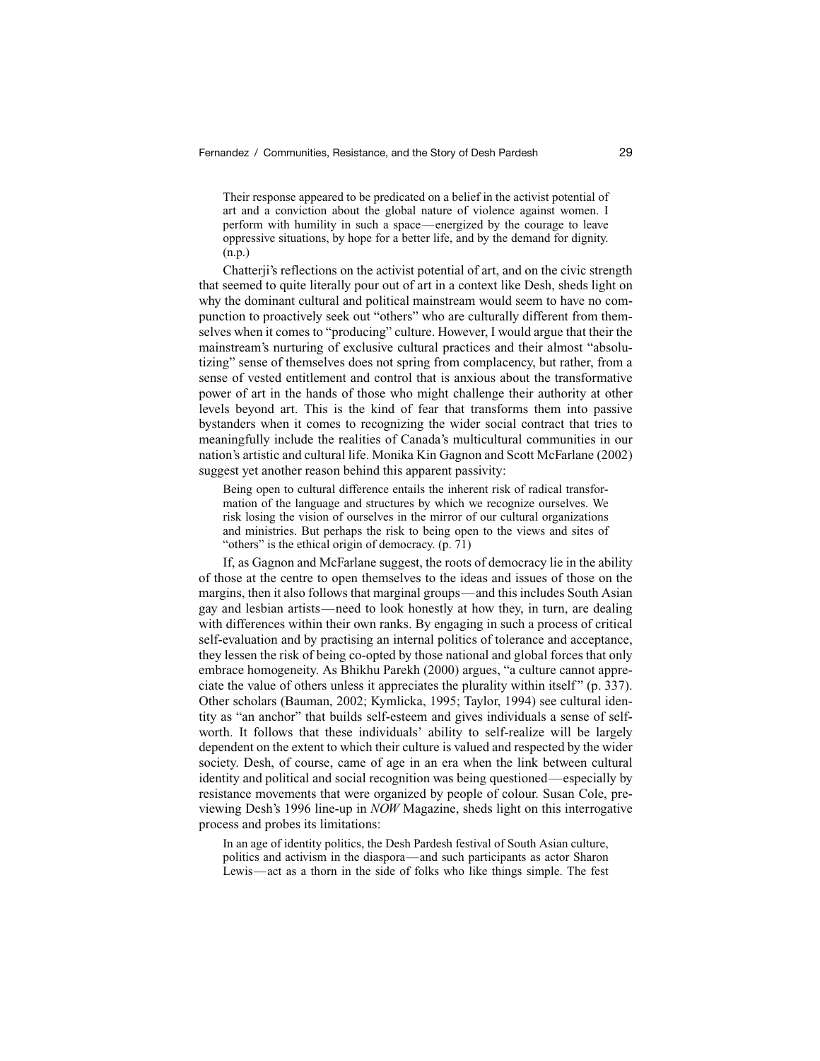> Their response appeared to be predicated on a belief in the activist potential of art and a conviction about the global nature of violence against women. I perform with humility in such a space—energized by the courage to leave oppressive situations, by hope for a better life, and by the demand for dignity. (n.p.)

Chatterji's reflections on the activist potential of art, and on the civic strength that seemed to quite literally pour out of art in a context like Desh, sheds light on why the dominant cultural and political mainstream would seem to have no compunction to proactively seek out "others" who are culturally different from themselves when it comes to "producing" culture. However, I would argue that their the mainstream's nurturing of exclusive cultural practices and their almost "absolutizing" sense of themselves does not spring from complacency, but rather, from a sense of vested entitlement and control that is anxious about the transformative power of art in the hands of those who might challenge their authority at other levels beyond art. This is the kind of fear that transforms them into passive bystanders when it comes to recognizing the wider social contract that tries to meaningfully include the realities of Canada's multicultural communities in our nation's artistic and cultural life. Monika Kin Gagnon and Scott McFarlane (2002) suggest yet another reason behind this apparent passivity:

> Being open to cultural difference entails the inherent risk of radical transformation of the language and structures by which we recognize ourselves. We risk losing the vision of ourselves in the mirror of our cultural organizations and ministries. But perhaps the risk to being open to the views and sites of "others" is the ethical origin of democracy. (p. 71)

If, as Gagnon and McFarlane suggest, the roots of democracy lie in the ability of those at the centre to open themselves to the ideas and issues of those on the margins, then it also follows that marginal groups—and this includes South Asian gay and lesbian artists—need to look honestly at how they, in turn, are dealing with differences within their own ranks. By engaging in such a process of critical self-evaluation and by practising an internal politics of tolerance and acceptance, they lessen the risk of being co-opted by those national and global forces that only embrace homogeneity. As Bhikhu Parekh (2000) argues, "a culture cannot appreciate the value of others unless it appreciates the plurality within itself" (p. 337). Other scholars (Bauman, 2002; Kymlicka, 1995; Taylor, 1994) see cultural identity as "an anchor" that builds self-esteem and gives individuals a sense of self-worth. It follows that these individuals' ability to self-realize will be largely dependent on the extent to which their culture is valued and respected by the wider society. Desh, of course, came of age in an era when the link between cultural identity and political and social recognition was being questioned—especially by resistance movements that were organized by people of colour. Susan Cole, previewing Desh's 1996 line-up in *NOW* Magazine, sheds light on this interrogative process and probes its limitations:

> In an age of identity politics, the Desh Pardesh festival of South Asian culture, politics and activism in the diaspora—and such participants as actor Sharon Lewis—act as a thorn in the side of folks who like things simple. The fest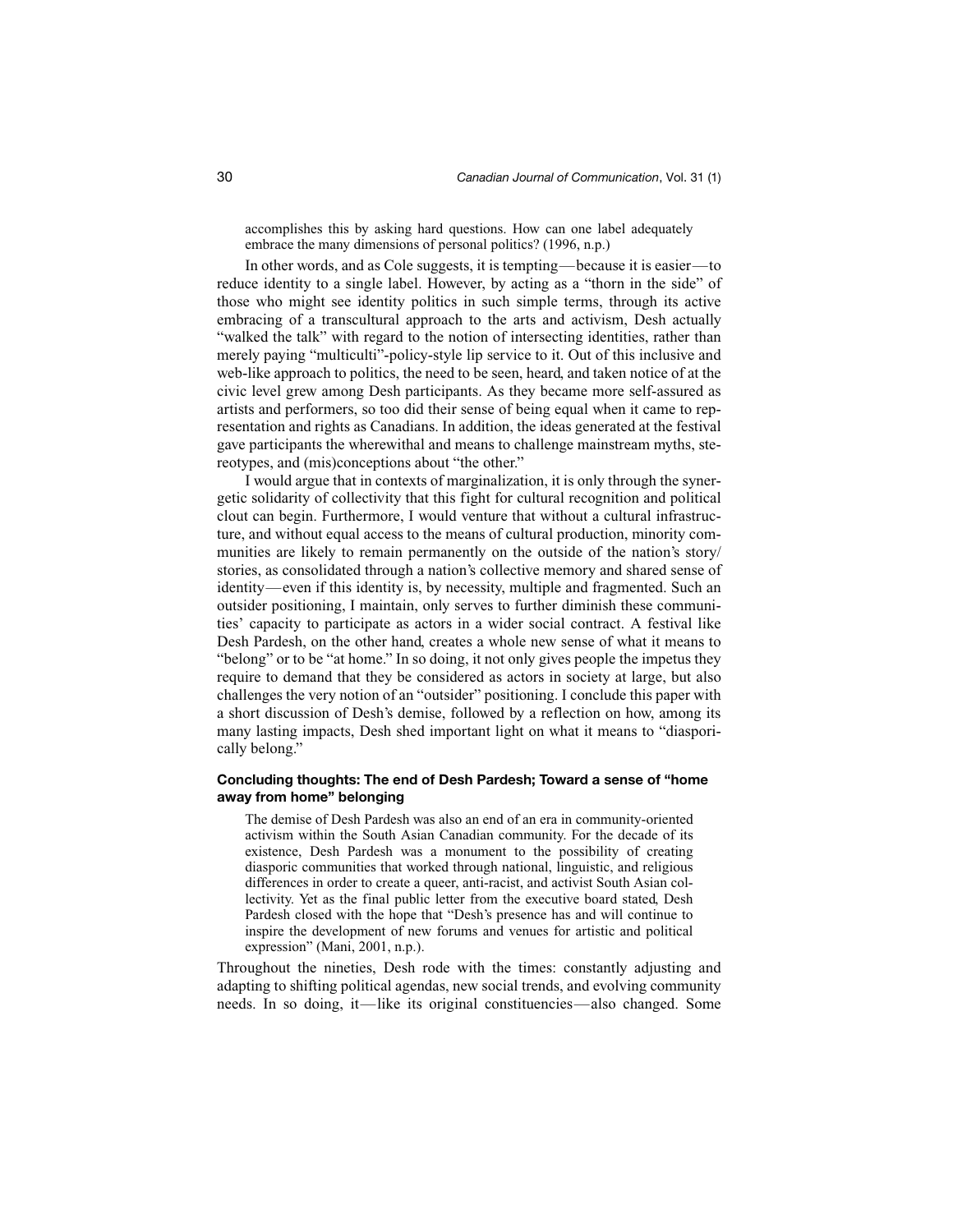> accomplishes this by asking hard questions. How can one label adequately embrace the many dimensions of personal politics? (1996, n.p.)

In other words, and as Cole suggests, it is tempting—because it is easier—to reduce identity to a single label. However, by acting as a "thorn in the side" of those who might see identity politics in such simple terms, through its active embracing of a transcultural approach to the arts and activism, Desh actually "walked the talk" with regard to the notion of intersecting identities, rather than merely paying "multiculti"-policy-style lip service to it. Out of this inclusive and web-like approach to politics, the need to be seen, heard, and taken notice of at the civic level grew among Desh participants. As they became more self-assured as artists and performers, so too did their sense of being equal when it came to representation and rights as Canadians. In addition, the ideas generated at the festival gave participants the wherewithal and means to challenge mainstream myths, stereotypes, and (mis)conceptions about "the other."

I would argue that in contexts of marginalization, it is only through the synergetic solidarity of collectivity that this fight for cultural recognition and political clout can begin. Furthermore, I would venture that without a cultural infrastructure, and without equal access to the means of cultural production, minority communities are likely to remain permanently on the outside of the nation's story/stories, as consolidated through a nation's collective memory and shared sense of identity—even if this identity is, by necessity, multiple and fragmented. Such an outsider positioning, I maintain, only serves to further diminish these communities' capacity to participate as actors in a wider social contract. A festival like Desh Pardesh, on the other hand, creates a whole new sense of what it means to "belong" or to be "at home." In so doing, it not only gives people the impetus they require to demand that they be considered as actors in society at large, but also challenges the very notion of an "outsider" positioning. I conclude this paper with a short discussion of Desh's demise, followed by a reflection on how, among its many lasting impacts, Desh shed important light on what it means to "diasporically belong."

### Concluding thoughts: The end of Desh Pardesh; Toward a sense of "home away from home" belonging

> The demise of Desh Pardesh was also an end of an era in community-oriented activism within the South Asian Canadian community. For the decade of its existence, Desh Pardesh was a monument to the possibility of creating diasporic communities that worked through national, linguistic, and religious differences in order to create a queer, anti-racist, and activist South Asian collectivity. Yet as the final public letter from the executive board stated, Desh Pardesh closed with the hope that "Desh's presence has and will continue to inspire the development of new forums and venues for artistic and political expression" (Mani, 2001, n.p.).

Throughout the nineties, Desh rode with the times: constantly adjusting and adapting to shifting political agendas, new social trends, and evolving community needs. In so doing, it—like its original constituencies—also changed. Some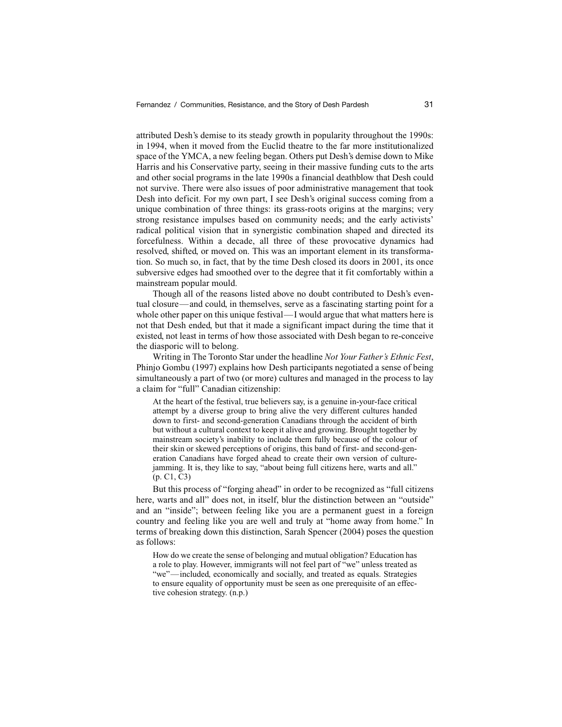attributed Desh's demise to its steady growth in popularity throughout the 1990s: in 1994, when it moved from the Euclid theatre to the far more institutionalized space of the YMCA, a new feeling began. Others put Desh's demise down to Mike Harris and his Conservative party, seeing in their massive funding cuts to the arts and other social programs in the late 1990s a financial deathblow that Desh could not survive. There were also issues of poor administrative management that took Desh into deficit. For my own part, I see Desh's original success coming from a unique combination of three things: its grass-roots origins at the margins; very strong resistance impulses based on community needs; and the early activists' radical political vision that in synergistic combination shaped and directed its forcefulness. Within a decade, all three of these provocative dynamics had resolved, shifted, or moved on. This was an important element in its transformation. So much so, in fact, that by the time Desh closed its doors in 2001, its once subversive edges had smoothed over to the degree that it fit comfortably within a mainstream popular mould.

Though all of the reasons listed above no doubt contributed to Desh's eventual closure—and could, in themselves, serve as a fascinating starting point for a whole other paper on this unique festival—I would argue that what matters here is not that Desh ended, but that it made a significant impact during the time that it existed, not least in terms of how those associated with Desh began to re-conceive the diasporic will to belong.

Writing in The Toronto Star under the headline *Not Your Father's Ethnic Fest*, Phinjo Gombu (1997) explains how Desh participants negotiated a sense of being simultaneously a part of two (or more) cultures and managed in the process to lay a claim for "full" Canadian citizenship:

> At the heart of the festival, true believers say, is a genuine in-your-face critical attempt by a diverse group to bring alive the very different cultures handed down to first- and second-generation Canadians through the accident of birth but without a cultural context to keep it alive and growing. Brought together by mainstream society's inability to include them fully because of the colour of their skin or skewed perceptions of origins, this band of first- and second-generation Canadians have forged ahead to create their own version of culture-jamming. It is, they like to say, "about being full citizens here, warts and all." (p. C1, C3)

But this process of "forging ahead" in order to be recognized as "full citizens here, warts and all" does not, in itself, blur the distinction between an "outside" and an "inside"; between feeling like you are a permanent guest in a foreign country and feeling like you are well and truly at "home away from home." In terms of breaking down this distinction, Sarah Spencer (2004) poses the question as follows:

> How do we create the sense of belonging and mutual obligation? Education has a role to play. However, immigrants will not feel part of "we" unless treated as "we"—included, economically and socially, and treated as equals. Strategies to ensure equality of opportunity must be seen as one prerequisite of an effective cohesion strategy. (n.p.)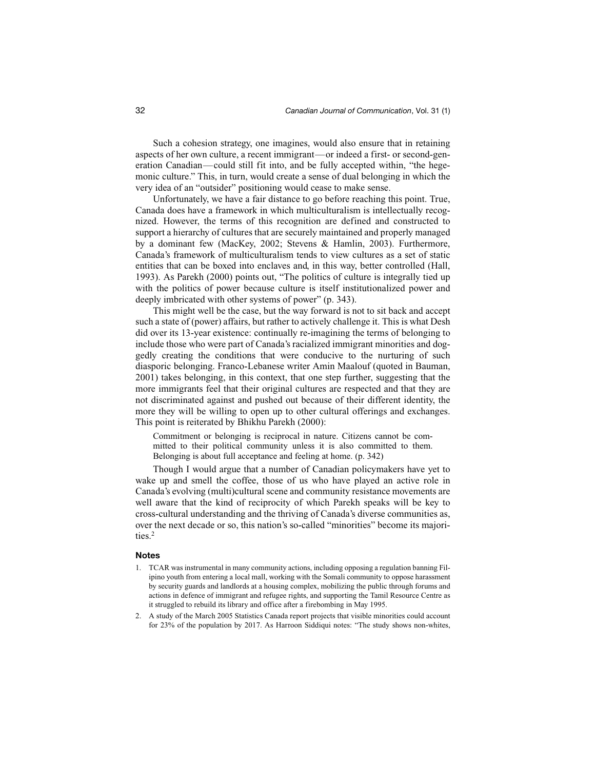Such a cohesion strategy, one imagines, would also ensure that in retaining aspects of her own culture, a recent immigrant—or indeed a first- or second-generation Canadian—could still fit into, and be fully accepted within, "the hegemonic culture." This, in turn, would create a sense of dual belonging in which the very idea of an "outsider" positioning would cease to make sense.

Unfortunately, we have a fair distance to go before reaching this point. True, Canada does have a framework in which multiculturalism is intellectually recognized. However, the terms of this recognition are defined and constructed to support a hierarchy of cultures that are securely maintained and properly managed by a dominant few (MacKey, 2002; Stevens & Hamlin, 2003). Furthermore, Canada's framework of multiculturalism tends to view cultures as a set of static entities that can be boxed into enclaves and, in this way, better controlled (Hall, 1993). As Parekh (2000) points out, "The politics of culture is integrally tied up with the politics of power because culture is itself institutionalized power and deeply imbricated with other systems of power" (p. 343).

This might well be the case, but the way forward is not to sit back and accept such a state of (power) affairs, but rather to actively challenge it. This is what Desh did over its 13-year existence: continually re-imagining the terms of belonging to include those who were part of Canada's racialized immigrant minorities and doggedly creating the conditions that were conducive to the nurturing of such diasporic belonging. Franco-Lebanese writer Amin Maalouf (quoted in Bauman, 2001) takes belonging, in this context, that one step further, suggesting that the more immigrants feel that their original cultures are respected and that they are not discriminated against and pushed out because of their different identity, the more they will be willing to open up to other cultural offerings and exchanges. This point is reiterated by Bhikhu Parekh (2000):

> Commitment or belonging is reciprocal in nature. Citizens cannot be committed to their political community unless it is also committed to them. Belonging is about full acceptance and feeling at home. (p. 342)

Though I would argue that a number of Canadian policymakers have yet to wake up and smell the coffee, those of us who have played an active role in Canada's evolving (multi)cultural scene and community resistance movements are well aware that the kind of reciprocity of which Parekh speaks will be key to cross-cultural understanding and the thriving of Canada's diverse communities as, over the next decade or so, this nation's so-called "minorities" become its majorities.[2]

## Notes

1. TCAR was instrumental in many community actions, including opposing a regulation banning Filipino youth from entering a local mall, working with the Somali community to oppose harassment by security guards and landlords at a housing complex, mobilizing the public through forums and actions in defence of immigrant and refugee rights, and supporting the Tamil Resource Centre as it struggled to rebuild its library and office after a firebombing in May 1995.
2. A study of the March 2005 Statistics Canada report projects that visible minorities could account for 23% of the population by 2017. As Harroon Siddiqui notes: "The study shows non-whites,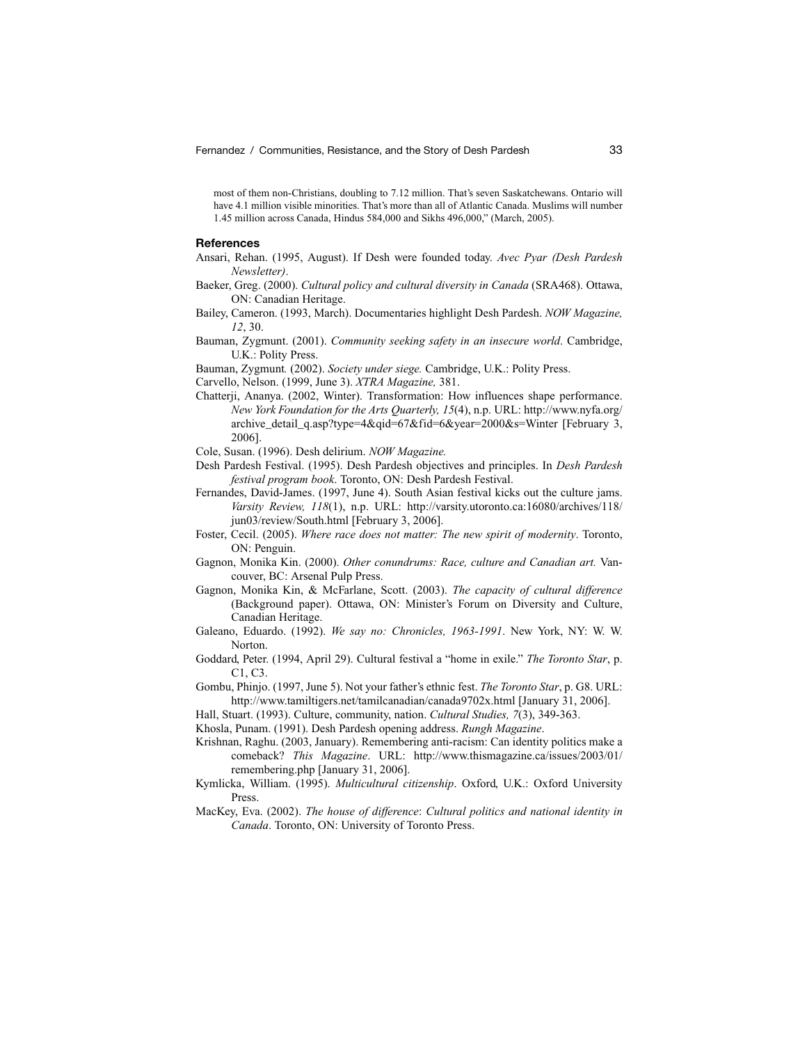most of them non-Christians, doubling to 7.12 million. That's seven Saskatchewans. Ontario will have 4.1 million visible minorities. That's more than all of Atlantic Canada. Muslims will number 1.45 million across Canada, Hindus 584,000 and Sikhs 496,000," (March, 2005).

## References

Ansari, Rehan. (1995, August). If Desh were founded today. *Avec Pyar (Desh Pardesh Newsletter)*.

Baeker, Greg. (2000). *Cultural policy and cultural diversity in Canada* (SRA468). Ottawa, ON: Canadian Heritage.

Bailey, Cameron. (1993, March). Documentaries highlight Desh Pardesh. *NOW Magazine, 12*, 30.

Bauman, Zygmunt. (2001). *Community seeking safety in an insecure world*. Cambridge, U.K.: Polity Press.

Bauman, Zygmunt. (2002). *Society under siege.* Cambridge, U.K.: Polity Press.

Carvello, Nelson. (1999, June 3). *XTRA Magazine,* 381.

Chatterji, Ananya. (2002, Winter). Transformation: How influences shape performance. *New York Foundation for the Arts Quarterly, 15*(4), n.p. URL: http://www.nyfa.org/archive_detail_q.asp?type=4&qid=67&fid=6&year=2000&s=Winter [February 3, 2006].

Cole, Susan. (1996). Desh delirium. *NOW Magazine.*

Desh Pardesh Festival. (1995). Desh Pardesh objectives and principles. In *Desh Pardesh festival program book*. Toronto, ON: Desh Pardesh Festival.

Fernandes, David-James. (1997, June 4). South Asian festival kicks out the culture jams. *Varsity Review, 118*(1), n.p. URL: http://varsity.utoronto.ca:16080/archives/118/jun03/review/South.html [February 3, 2006].

Foster, Cecil. (2005). *Where race does not matter: The new spirit of modernity*. Toronto, ON: Penguin.

Gagnon, Monika Kin. (2000). *Other conundrums: Race, culture and Canadian art.* Vancouver, BC: Arsenal Pulp Press.

Gagnon, Monika Kin, & McFarlane, Scott. (2003). *The capacity of cultural difference* (Background paper). Ottawa, ON: Minister's Forum on Diversity and Culture, Canadian Heritage.

Galeano, Eduardo. (1992). *We say no: Chronicles, 1963-1991*. New York, NY: W. W. Norton.

Goddard, Peter. (1994, April 29). Cultural festival a "home in exile." *The Toronto Star*, p. C1, C3.

Gombu, Phinjo. (1997, June 5). Not your father's ethnic fest. *The Toronto Star*, p. G8. URL: http://www.tamiltigers.net/tamilcanadian/canada9702x.html [January 31, 2006].

Hall, Stuart. (1993). Culture, community, nation. *Cultural Studies, 7*(3), 349-363.

Khosla, Punam. (1991). Desh Pardesh opening address. *Rungh Magazine*.

Krishnan, Raghu. (2003, January). Remembering anti-racism: Can identity politics make a comeback? *This Magazine*. URL: http://www.thismagazine.ca/issues/2003/01/remembering.php [January 31, 2006].

Kymlicka, William. (1995). *Multicultural citizenship*. Oxford, U.K.: Oxford University Press.

MacKey, Eva. (2002). *The house of difference*: *Cultural politics and national identity in Canada*. Toronto, ON: University of Toronto Press.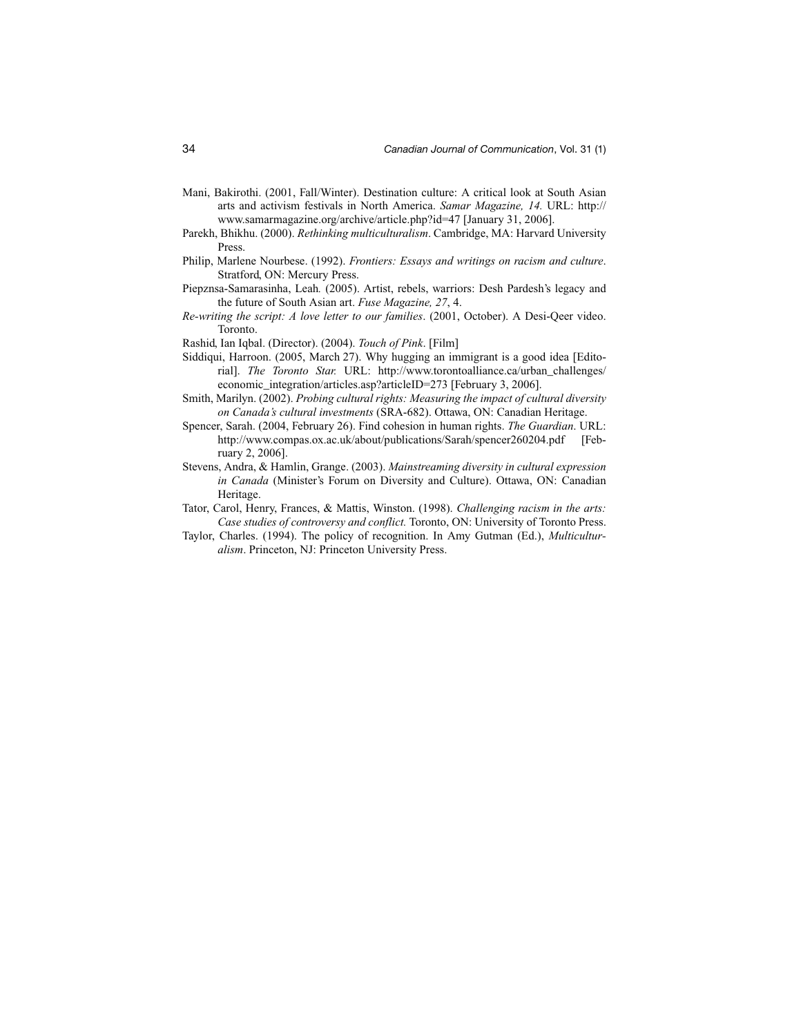Mani, Bakirothi. (2001, Fall/Winter). Destination culture: A critical look at South Asian arts and activism festivals in North America. *Samar Magazine, 14.* URL: http://www.samarmagazine.org/archive/article.php?id=47 [January 31, 2006].

Parekh, Bhikhu. (2000). *Rethinking multiculturalism*. Cambridge, MA: Harvard University Press.

Philip, Marlene Nourbese. (1992). *Frontiers: Essays and writings on racism and culture*. Stratford, ON: Mercury Press.

Piepznsa-Samarasinha, Leah*.* (2005). Artist, rebels, warriors: Desh Pardesh's legacy and the future of South Asian art. *Fuse Magazine, 27*, 4.

*Re-writing the script: A love letter to our families*. (2001, October). A Desi-Qeer video. Toronto.

Rashid, Ian Iqbal. (Director). (2004). *Touch of Pink*. [Film]

Siddiqui, Harroon. (2005, March 27). Why hugging an immigrant is a good idea [Editorial]. *The Toronto Star.* URL: http://www.torontoalliance.ca/urban_challenges/economic_integration/articles.asp?articleID=273 [February 3, 2006].

Smith, Marilyn. (2002). *Probing cultural rights: Measuring the impact of cultural diversity on Canada's cultural investments* (SRA-682). Ottawa, ON: Canadian Heritage.

Spencer, Sarah. (2004, February 26). Find cohesion in human rights. *The Guardian*. URL: http://www.compas.ox.ac.uk/about/publications/Sarah/spencer260204.pdf [February 2, 2006].

Stevens, Andra, & Hamlin, Grange. (2003). *Mainstreaming diversity in cultural expression in Canada* (Minister's Forum on Diversity and Culture). Ottawa, ON: Canadian Heritage.

Tator, Carol, Henry, Frances, & Mattis, Winston. (1998). *Challenging racism in the arts: Case studies of controversy and conflict.* Toronto, ON: University of Toronto Press.

Taylor, Charles. (1994). The policy of recognition. In Amy Gutman (Ed.), *Multiculturalism*. Princeton, NJ: Princeton University Press.